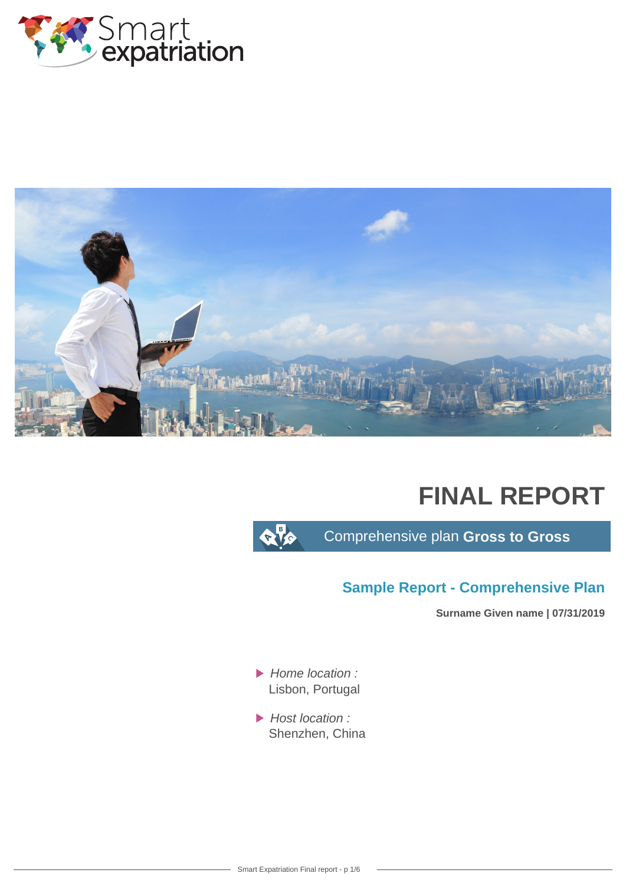Smart expatriation

# FINAL REPORT

Comprehensive plan **Gross to Gross**

## Sample Report - Comprehensive Plan

**Surname Given name | 07/31/2019**

- *Home location :*
  Lisbon, Portugal

- *Host location :*
  Shenzhen, China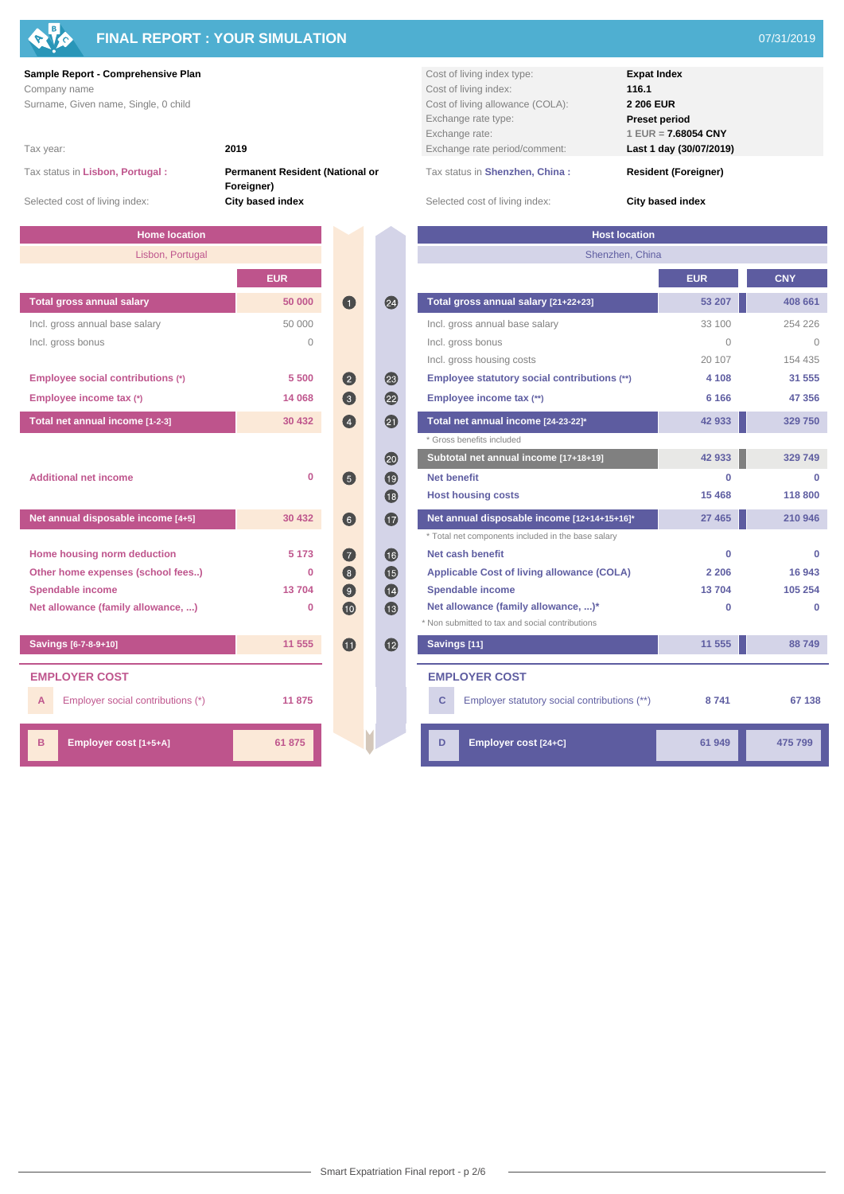# FINAL REPORT : YOUR SIMULATION

07/31/2019

**Sample Report - Comprehensive Plan**
Company name
Surname, Given name, Single, 0 child

| | |
|---|---|
| Tax year: | **2019** |
| Tax status in Lisbon, Portugal : | **Permanent Resident (National or Foreigner)** |
| Selected cost of living index: | **City based index** |

| | |
|---|---|
| Cost of living index type: | **Expat Index** |
| Cost of living index: | **116.1** |
| Cost of living allowance (COLA): | **2 206 EUR** |
| Exchange rate type: | **Preset period** |
| Exchange rate: | 1 EUR = **7.68054 CNY** |
| Exchange rate period/comment: | **Last 1 day (30/07/2019)** |
| Tax status in Shenzhen, China : | **Resident (Foreigner)** |
| Selected cost of living index: | **City based index** |

## Home location — Lisbon, Portugal

| | | EUR |
|---|---|---|
| **Total gross annual salary** | 1 | 50 000 |
| Incl. gross annual base salary | | 50 000 |
| Incl. gross bonus | | 0 |
| Employee social contributions (*) | 2 | 5 500 |
| Employee income tax (*) | 3 | 14 068 |
| **Total net annual income [1-2-3]** | 4 | 30 432 |
| Additional net income | 5 | 0 |
| **Net annual disposable income [4+5]** | 6 | 30 432 |
| Home housing norm deduction | 7 | 5 173 |
| Other home expenses (school fees..) | 8 | 0 |
| Spendable income | 9 | 13 704 |
| Net allowance (family allowance, ...) | 10 | 0 |
| **Savings [6-7-8-9+10]** | 11 | 11 555 |

### EMPLOYER COST

| | | EUR |
|---|---|---|
| A | Employer social contributions (*) | 11 875 |
| B | **Employer cost [1+5+A]** | 61 875 |

## Host location — Shenzhen, China

| | | EUR | CNY |
|---|---|---|---|
| **Total gross annual salary [21+22+23]** | 24 | 53 207 | 408 661 |
| Incl. gross annual base salary | | 33 100 | 254 226 |
| Incl. gross bonus | | 0 | 0 |
| Incl. gross housing costs | | 20 107 | 154 435 |
| Employee statutory social contributions (**) | 23 | 4 108 | 31 555 |
| Employee income tax (**) | 22 | 6 166 | 47 356 |
| **Total net annual income [24-23-22]*** | 21 | 42 933 | 329 750 |
| * Gross benefits included | | | |
| **Subtotal net annual income [17+18+19]** | 20 | 42 933 | 329 749 |
| Net benefit | 19 | 0 | 0 |
| Host housing costs | 18 | 15 468 | 118 800 |
| **Net annual disposable income [12+14+15+16]*** | 17 | 27 465 | 210 946 |
| * Total net components included in the base salary | | | |
| Net cash benefit | 16 | 0 | 0 |
| Applicable Cost of living allowance (COLA) | 15 | 2 206 | 16 943 |
| Spendable income | 14 | 13 704 | 105 254 |
| Net allowance (family allowance, ...)* | 13 | 0 | 0 |
| * Non submitted to tax and social contributions | | | |
| **Savings [11]** | 12 | 11 555 | 88 749 |

### EMPLOYER COST

| | | EUR | CNY |
|---|---|---|---|
| C | Employer statutory social contributions (**) | 8 741 | 67 138 |
| D | **Employer cost [24+C]** | 61 949 | 475 799 |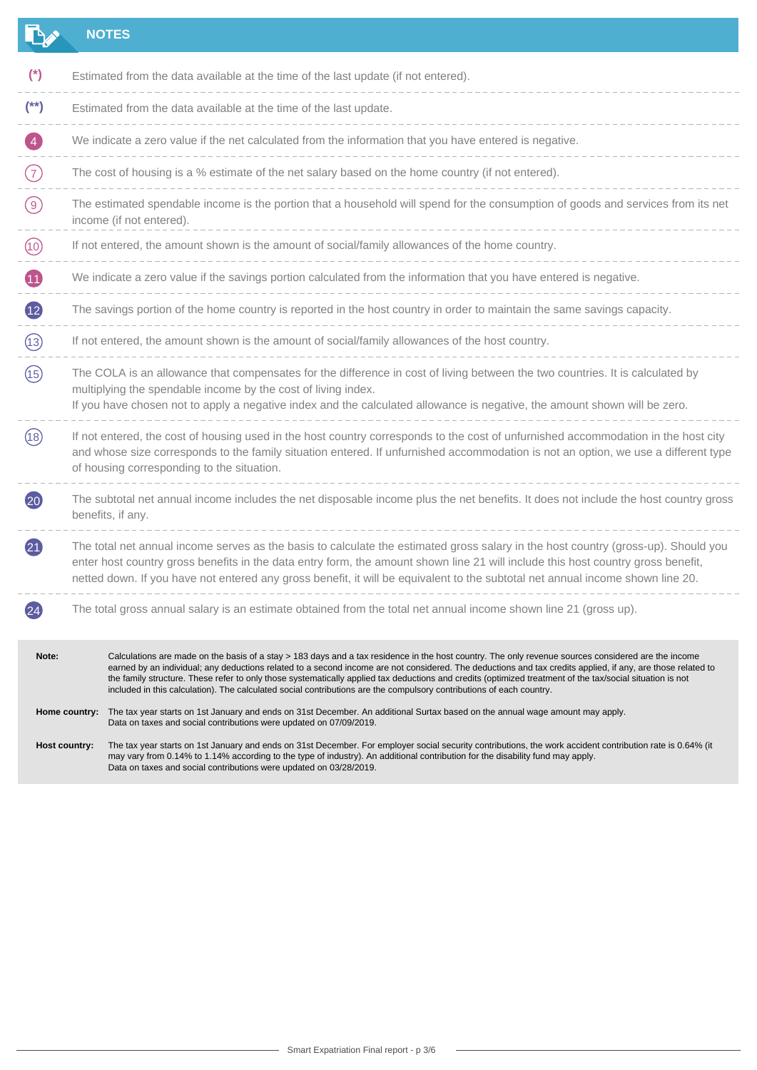## NOTES

| | |
|---|---|
| (*) | Estimated from the data available at the time of the last update (if not entered). |
| (**) | Estimated from the data available at the time of the last update. |
| 4 | We indicate a zero value if the net calculated from the information that you have entered is negative. |
| 7 | The cost of housing is a % estimate of the net salary based on the home country (if not entered). |
| 9 | The estimated spendable income is the portion that a household will spend for the consumption of goods and services from its net income (if not entered). |
| 10 | If not entered, the amount shown is the amount of social/family allowances of the home country. |
| 11 | We indicate a zero value if the savings portion calculated from the information that you have entered is negative. |
| 12 | The savings portion of the home country is reported in the host country in order to maintain the same savings capacity. |
| 13 | If not entered, the amount shown is the amount of social/family allowances of the host country. |
| 15 | The COLA is an allowance that compensates for the difference in cost of living between the two countries. It is calculated by multiplying the spendable income by the cost of living index. If you have chosen not to apply a negative index and the calculated allowance is negative, the amount shown will be zero. |
| 18 | If not entered, the cost of housing used in the host country corresponds to the cost of unfurnished accommodation in the host city and whose size corresponds to the family situation entered. If unfurnished accommodation is not an option, we use a different type of housing corresponding to the situation. |
| 20 | The subtotal net annual income includes the net disposable income plus the net benefits. It does not include the host country gross benefits, if any. |
| 21 | The total net annual income serves as the basis to calculate the estimated gross salary in the host country (gross-up). Should you enter host country gross benefits in the data entry form, the amount shown line 21 will include this host country gross benefit, netted down. If you have not entered any gross benefit, it will be equivalent to the subtotal net annual income shown line 20. |
| 24 | The total gross annual salary is an estimate obtained from the total net annual income shown line 21 (gross up). |

**Note:** Calculations are made on the basis of a stay > 183 days and a tax residence in the host country. The only revenue sources considered are the income earned by an individual; any deductions related to a second income are not considered. The deductions and tax credits applied, if any, are those related to the family structure. These refer to only those systematically applied tax deductions and credits (optimized treatment of the tax/social situation is not included in this calculation). The calculated social contributions are the compulsory contributions of each country.

**Home country:** The tax year starts on 1st January and ends on 31st December. An additional Surtax based on the annual wage amount may apply. Data on taxes and social contributions were updated on 07/09/2019.

**Host country:** The tax year starts on 1st January and ends on 31st December. For employer social security contributions, the work accident contribution rate is 0.64% (it may vary from 0.14% to 1.14% according to the type of industry). An additional contribution for the disability fund may apply. Data on taxes and social contributions were updated on 03/28/2019.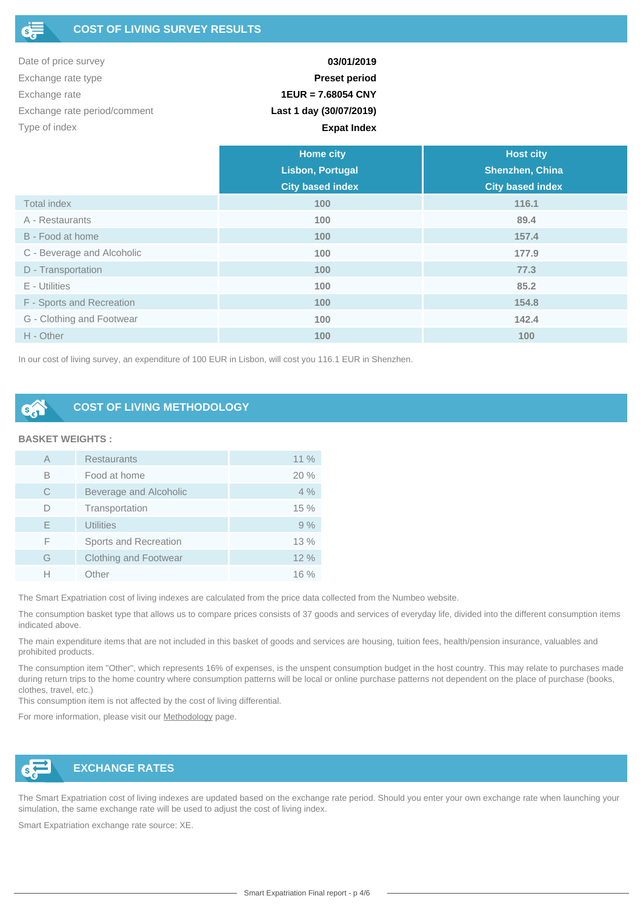## COST OF LIVING SURVEY RESULTS

| | |
|---|---|
| Date of price survey | **03/01/2019** |
| Exchange rate type | **Preset period** |
| Exchange rate | **1EUR = 7.68054 CNY** |
| Exchange rate period/comment | **Last 1 day (30/07/2019)** |
| Type of index | **Expat Index** |

| | Home city Lisbon, Portugal City based index | Host city Shenzhen, China City based index |
|---|---|---|
| Total index | 100 | 116.1 |
| A - Restaurants | 100 | 89.4 |
| B - Food at home | 100 | 157.4 |
| C - Beverage and Alcoholic | 100 | 177.9 |
| D - Transportation | 100 | 77.3 |
| E - Utilities | 100 | 85.2 |
| F - Sports and Recreation | 100 | 154.8 |
| G - Clothing and Footwear | 100 | 142.4 |
| H - Other | 100 | 100 |

In our cost of living survey, an expenditure of 100 EUR in Lisbon, will cost you 116.1 EUR in Shenzhen.

## COST OF LIVING METHODOLOGY

**BASKET WEIGHTS :**

| | | |
|---|---|---|
| A | Restaurants | 11 % |
| B | Food at home | 20 % |
| C | Beverage and Alcoholic | 4 % |
| D | Transportation | 15 % |
| E | Utilities | 9 % |
| F | Sports and Recreation | 13 % |
| G | Clothing and Footwear | 12 % |
| H | Other | 16 % |

The Smart Expatriation cost of living indexes are calculated from the price data collected from the Numbeo website.

The consumption basket type that allows us to compare prices consists of 37 goods and services of everyday life, divided into the different consumption items indicated above.

The main expenditure items that are not included in this basket of goods and services are housing, tuition fees, health/pension insurance, valuables and prohibited products.

The consumption item "Other", which represents 16% of expenses, is the unspent consumption budget in the host country. This may relate to purchases made during return trips to the home country where consumption patterns will be local or online purchase patterns not dependent on the place of purchase (books, clothes, travel, etc.)
This consumption item is not affected by the cost of living differential.

For more information, please visit our Methodology page.

## EXCHANGE RATES

The Smart Expatriation cost of living indexes are updated based on the exchange rate period. Should you enter your own exchange rate when launching your simulation, the same exchange rate will be used to adjust the cost of living index.

Smart Expatriation exchange rate source: XE.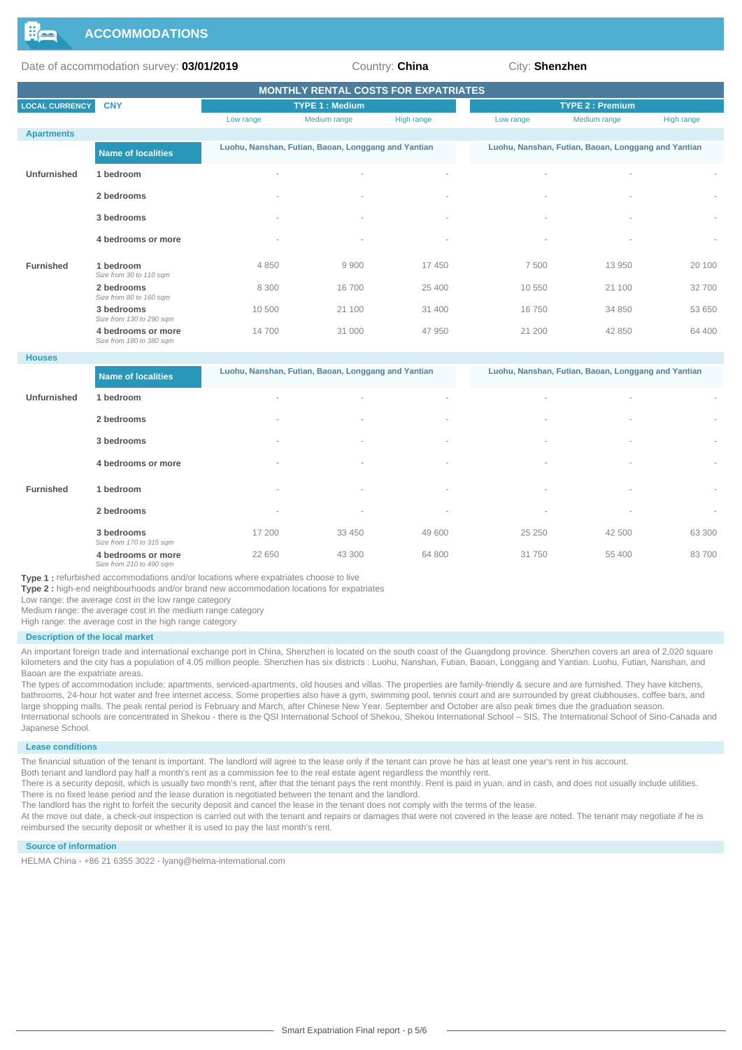# ACCOMMODATIONS

Date of accommodation survey: **03/01/2019** Country: **China** City: **Shenzhen**

## MONTHLY RENTAL COSTS FOR EXPATRIATES

| LOCAL CURRENCY | CNY | TYPE 1 : Medium | | | TYPE 2 : Premium | | |
|---|---|---|---|---|---|---|---|
| | | Low range | Medium range | High range | Low range | Medium range | High range |
| **Apartments** | | | | | | | |
| | **Name of localities** | Luohu, Nanshan, Futian, Baoan, Longgang and Yantian | | | Luohu, Nanshan, Futian, Baoan, Longgang and Yantian | | |
| **Unfurnished** | **1 bedroom** | - | - | - | - | - | - |
| | **2 bedrooms** | - | - | - | - | - | - |
| | **3 bedrooms** | - | - | - | - | - | - |
| | **4 bedrooms or more** | - | - | - | - | - | - |
| **Furnished** | **1 bedroom** *Size from 30 to 110 sqm* | 4 850 | 9 900 | 17 450 | 7 500 | 13 950 | 20 100 |
| | **2 bedrooms** *Size from 80 to 160 sqm* | 8 300 | 16 700 | 25 400 | 10 550 | 21 100 | 32 700 |
| | **3 bedrooms** *Size from 130 to 290 sqm* | 10 500 | 21 100 | 31 400 | 16 750 | 34 850 | 53 650 |
| | **4 bedrooms or more** *Size from 180 to 380 sqm* | 14 700 | 31 000 | 47 950 | 21 200 | 42 850 | 64 400 |
| **Houses** | | | | | | | |
| | **Name of localities** | Luohu, Nanshan, Futian, Baoan, Longgang and Yantian | | | Luohu, Nanshan, Futian, Baoan, Longgang and Yantian | | |
| **Unfurnished** | **1 bedroom** | - | - | - | - | - | - |
| | **2 bedrooms** | - | - | - | - | - | - |
| | **3 bedrooms** | - | - | - | - | - | - |
| | **4 bedrooms or more** | - | - | - | - | - | - |
| **Furnished** | **1 bedroom** | - | - | - | - | - | - |
| | **2 bedrooms** | - | - | - | - | - | - |
| | **3 bedrooms** *Size from 170 to 315 sqm* | 17 200 | 33 450 | 49 600 | 25 250 | 42 500 | 63 300 |
| | **4 bedrooms or more** *Size from 210 to 490 sqm* | 22 650 | 43 300 | 64 800 | 31 750 | 55 400 | 83 700 |

**Type 1 :** refurbished accommodations and/or locations where expatriates choose to live
**Type 2 :** high-end neighbourhoods and/or brand new accommodation locations for expatriates
Low range: the average cost in the low range category
Medium range: the average cost in the medium range category
High range: the average cost in the high range category

### Description of the local market

An important foreign trade and international exchange port in China, Shenzhen is located on the south coast of the Guangdong province. Shenzhen covers an area of 2,020 square kilometers and the city has a population of 4.05 million people. Shenzhen has six districts : Luohu, Nanshan, Futian, Baoan, Longgang and Yantian. Luohu, Futian, Nanshan, and Baoan are the expatriate areas.

The types of accommodation include: apartments, serviced-apartments, old houses and villas. The properties are family-friendly & secure and are furnished. They have kitchens, bathrooms, 24-hour hot water and free internet access. Some properties also have a gym, swimming pool, tennis court and are surrounded by great clubhouses, coffee bars, and large shopping malls. The peak rental period is February and March, after Chinese New Year. September and October are also peak times due the graduation season.

International schools are concentrated in Shekou - there is the QSI International School of Shekou, Shekou International School – SIS, The International School of Sino-Canada and Japanese School.

### Lease conditions

The financial situation of the tenant is important. The landlord will agree to the lease only if the tenant can prove he has at least one year's rent in his account.

Both tenant and landlord pay half a month's rent as a commission fee to the real estate agent regardless the monthly rent.

There is a security deposit, which is usually two month's rent, after that the tenant pays the rent monthly. Rent is paid in yuan, and in cash, and does not usually include utilities.

There is no fixed lease period and the lease duration is negotiated between the tenant and the landlord.

The landlord has the right to forfeit the security deposit and cancel the lease in the tenant does not comply with the terms of the lease.

At the move out date, a check-out inspection is carried out with the tenant and repairs or damages that were not covered in the lease are noted. The tenant may negotiate if he is reimbursed the security deposit or whether it is used to pay the last month's rent.

### Source of information

HELMA China - +86 21 6355 3022 - lyang@helma-international.com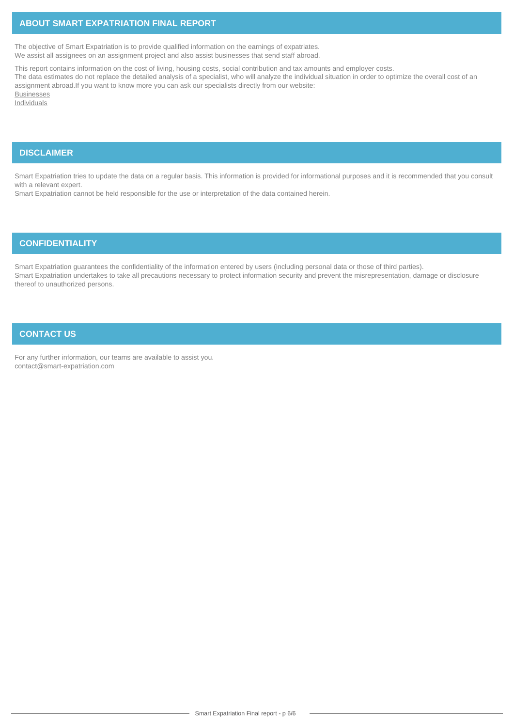## ABOUT SMART EXPATRIATION FINAL REPORT

The objective of Smart Expatriation is to provide qualified information on the earnings of expatriates.
We assist all assignees on an assignment project and also assist businesses that send staff abroad.

This report contains information on the cost of living, housing costs, social contribution and tax amounts and employer costs.
The data estimates do not replace the detailed analysis of a specialist, who will analyze the individual situation in order to optimize the overall cost of an assignment abroad.If you want to know more you can ask our specialists directly from our website:
Businesses
Individuals

## DISCLAIMER

Smart Expatriation tries to update the data on a regular basis. This information is provided for informational purposes and it is recommended that you consult with a relevant expert.
Smart Expatriation cannot be held responsible for the use or interpretation of the data contained herein.

## CONFIDENTIALITY

Smart Expatriation guarantees the confidentiality of the information entered by users (including personal data or those of third parties).
Smart Expatriation undertakes to take all precautions necessary to protect information security and prevent the misrepresentation, damage or disclosure thereof to unauthorized persons.

## CONTACT US

For any further information, our teams are available to assist you.
contact@smart-expatriation.com